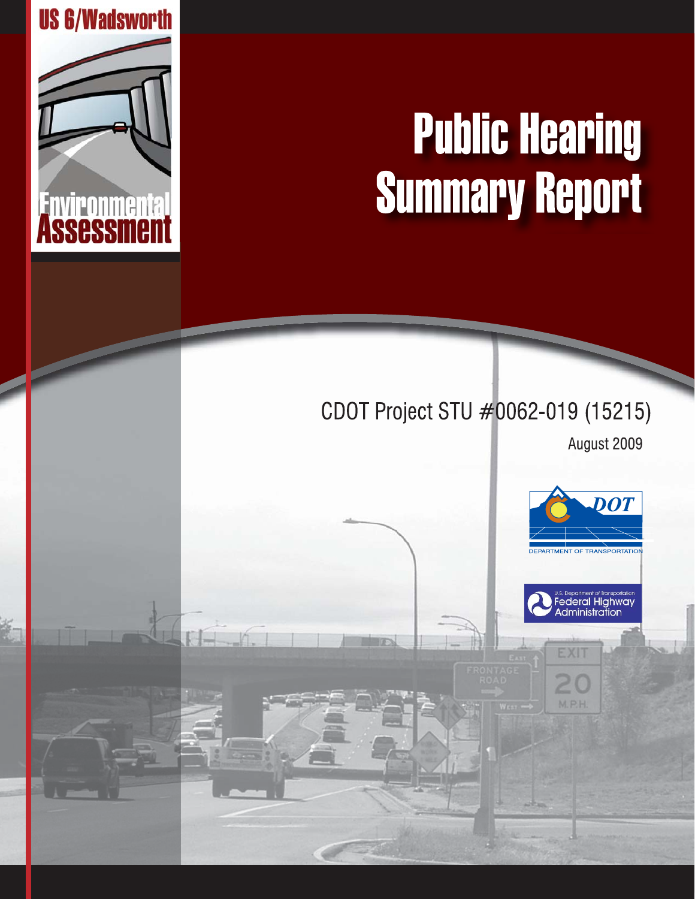US 6/Wadsworth

Environmental Assessment

# Public Hearing Summary Report

CDOT Project STU #0062-019 (15215)

August 2009

DOT DEPARTMENT OF TRANSPORTATION

U.S. Department of Transportation Federal Highway Administration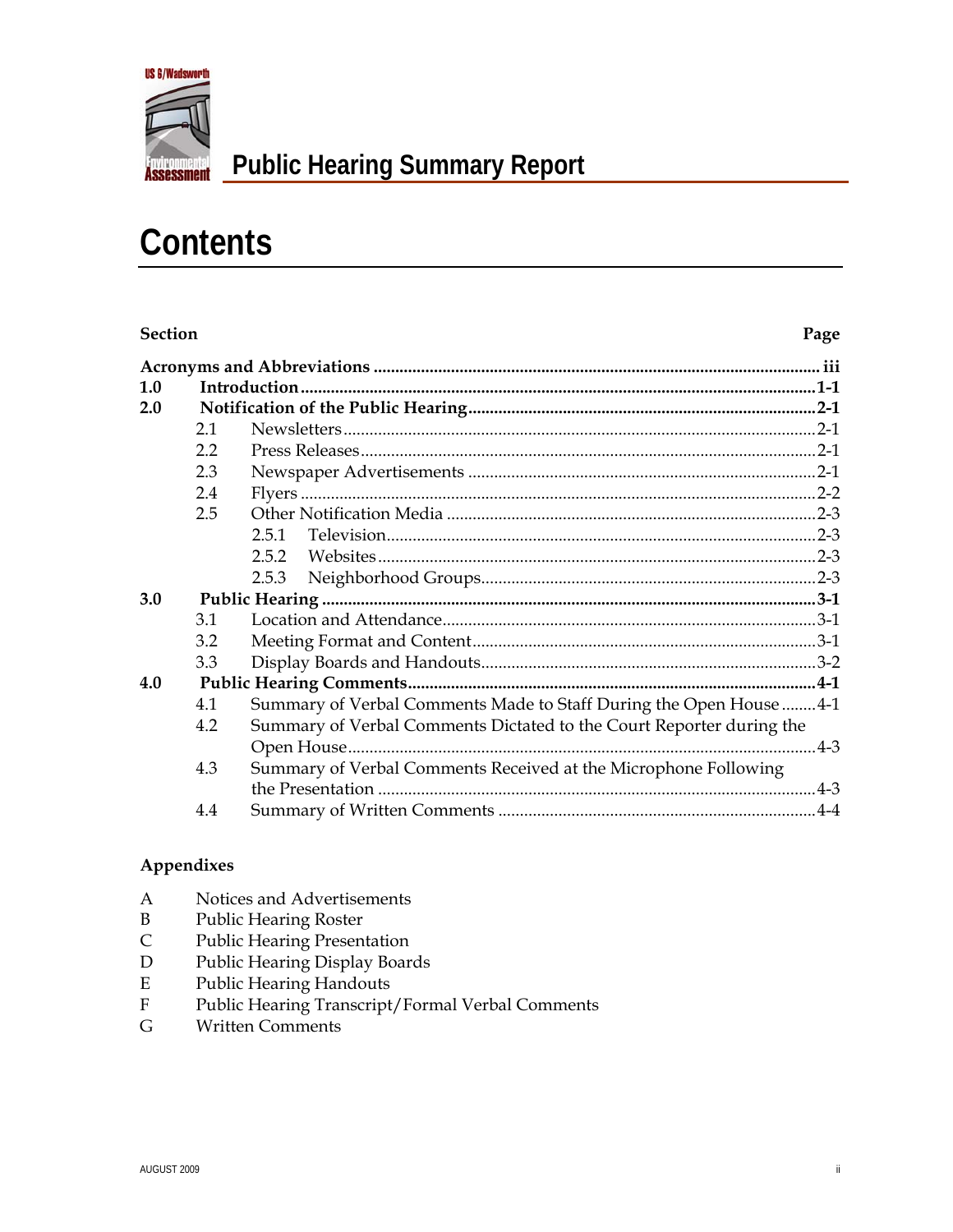# Contents

| Section | | Page |
|---|---|---|
| **Acronyms and Abbreviations** | | **iii** |
| **1.0** | **Introduction** | **1-1** |
| **2.0** | **Notification of the Public Hearing** | **2-1** |
| | 2.1 Newsletters | 2-1 |
| | 2.2 Press Releases | 2-1 |
| | 2.3 Newspaper Advertisements | 2-1 |
| | 2.4 Flyers | 2-2 |
| | 2.5 Other Notification Media | 2-3 |
| | 2.5.1 Television | 2-3 |
| | 2.5.2 Websites | 2-3 |
| | 2.5.3 Neighborhood Groups | 2-3 |
| **3.0** | **Public Hearing** | **3-1** |
| | 3.1 Location and Attendance | 3-1 |
| | 3.2 Meeting Format and Content | 3-1 |
| | 3.3 Display Boards and Handouts | 3-2 |
| **4.0** | **Public Hearing Comments** | **4-1** |
| | 4.1 Summary of Verbal Comments Made to Staff During the Open House | 4-1 |
| | 4.2 Summary of Verbal Comments Dictated to the Court Reporter during the Open House | 4-3 |
| | 4.3 Summary of Verbal Comments Received at the Microphone Following the Presentation | 4-3 |
| | 4.4 Summary of Written Comments | 4-4 |

## Appendixes

- A Notices and Advertisements
- B Public Hearing Roster
- C Public Hearing Presentation
- D Public Hearing Display Boards
- E Public Hearing Handouts
- F Public Hearing Transcript/Formal Verbal Comments
- G Written Comments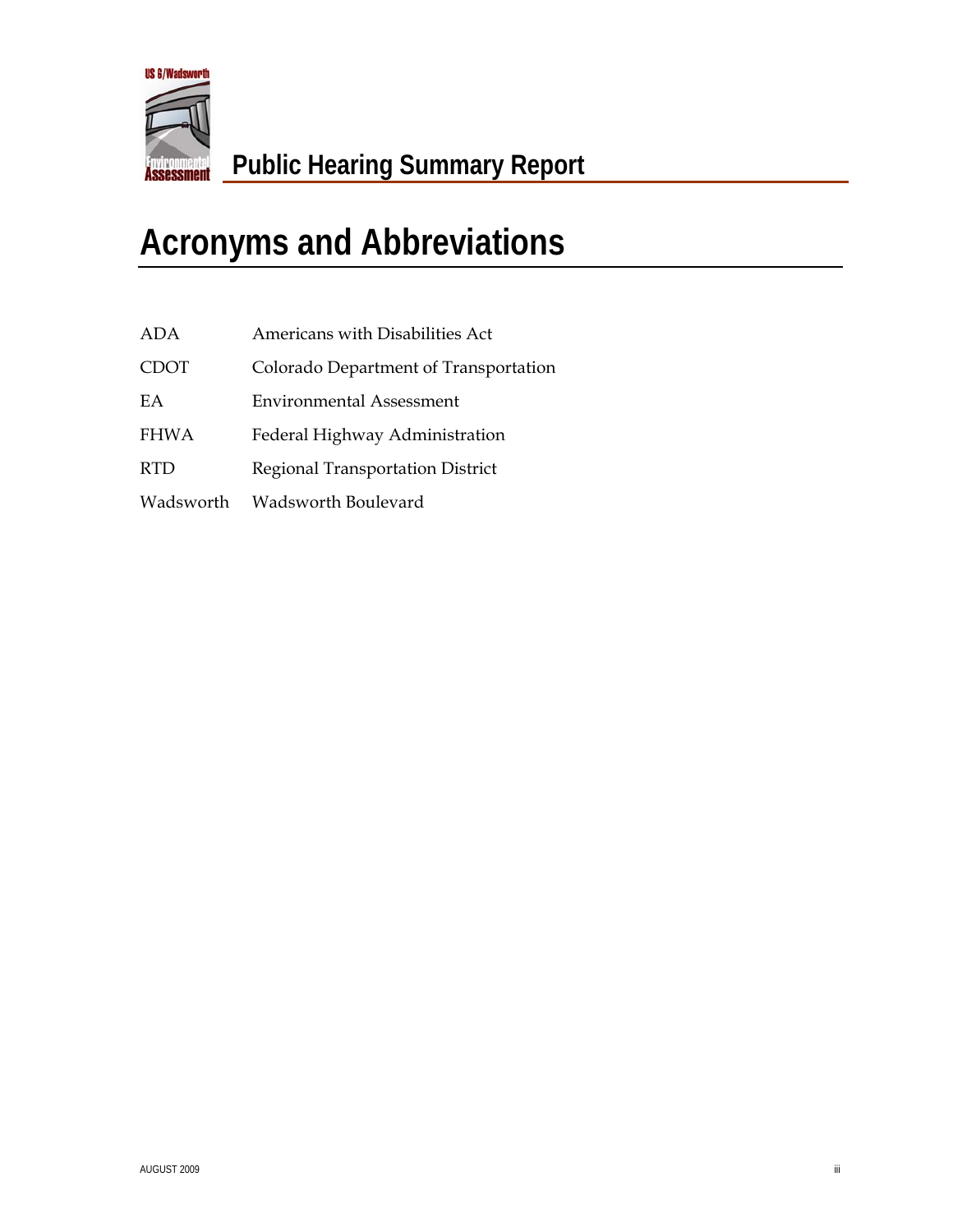# Acronyms and Abbreviations

| | |
|---|---|
| ADA | Americans with Disabilities Act |
| CDOT | Colorado Department of Transportation |
| EA | Environmental Assessment |
| FHWA | Federal Highway Administration |
| RTD | Regional Transportation District |
| Wadsworth | Wadsworth Boulevard |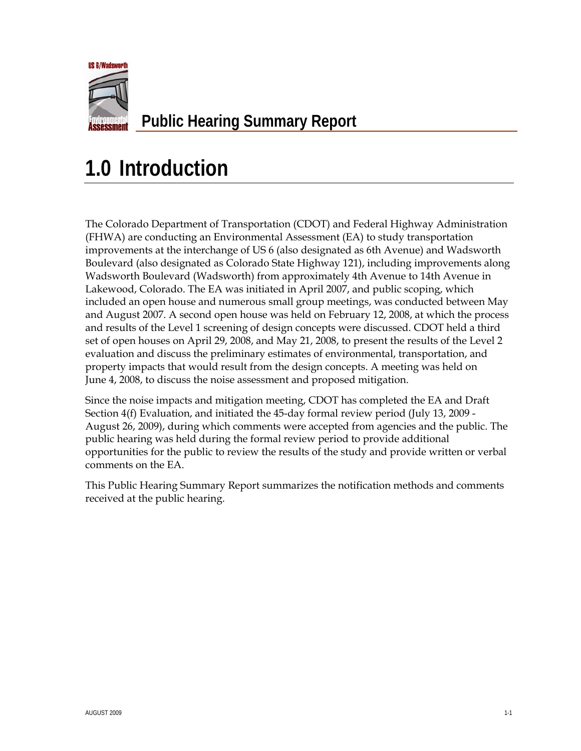# 1.0 Introduction

The Colorado Department of Transportation (CDOT) and Federal Highway Administration (FHWA) are conducting an Environmental Assessment (EA) to study transportation improvements at the interchange of US 6 (also designated as 6th Avenue) and Wadsworth Boulevard (also designated as Colorado State Highway 121), including improvements along Wadsworth Boulevard (Wadsworth) from approximately 4th Avenue to 14th Avenue in Lakewood, Colorado. The EA was initiated in April 2007, and public scoping, which included an open house and numerous small group meetings, was conducted between May and August 2007. A second open house was held on February 12, 2008, at which the process and results of the Level 1 screening of design concepts were discussed. CDOT held a third set of open houses on April 29, 2008, and May 21, 2008, to present the results of the Level 2 evaluation and discuss the preliminary estimates of environmental, transportation, and property impacts that would result from the design concepts. A meeting was held on June 4, 2008, to discuss the noise assessment and proposed mitigation.

Since the noise impacts and mitigation meeting, CDOT has completed the EA and Draft Section 4(f) Evaluation, and initiated the 45-day formal review period (July 13, 2009 - August 26, 2009), during which comments were accepted from agencies and the public. The public hearing was held during the formal review period to provide additional opportunities for the public to review the results of the study and provide written or verbal comments on the EA.

This Public Hearing Summary Report summarizes the notification methods and comments received at the public hearing.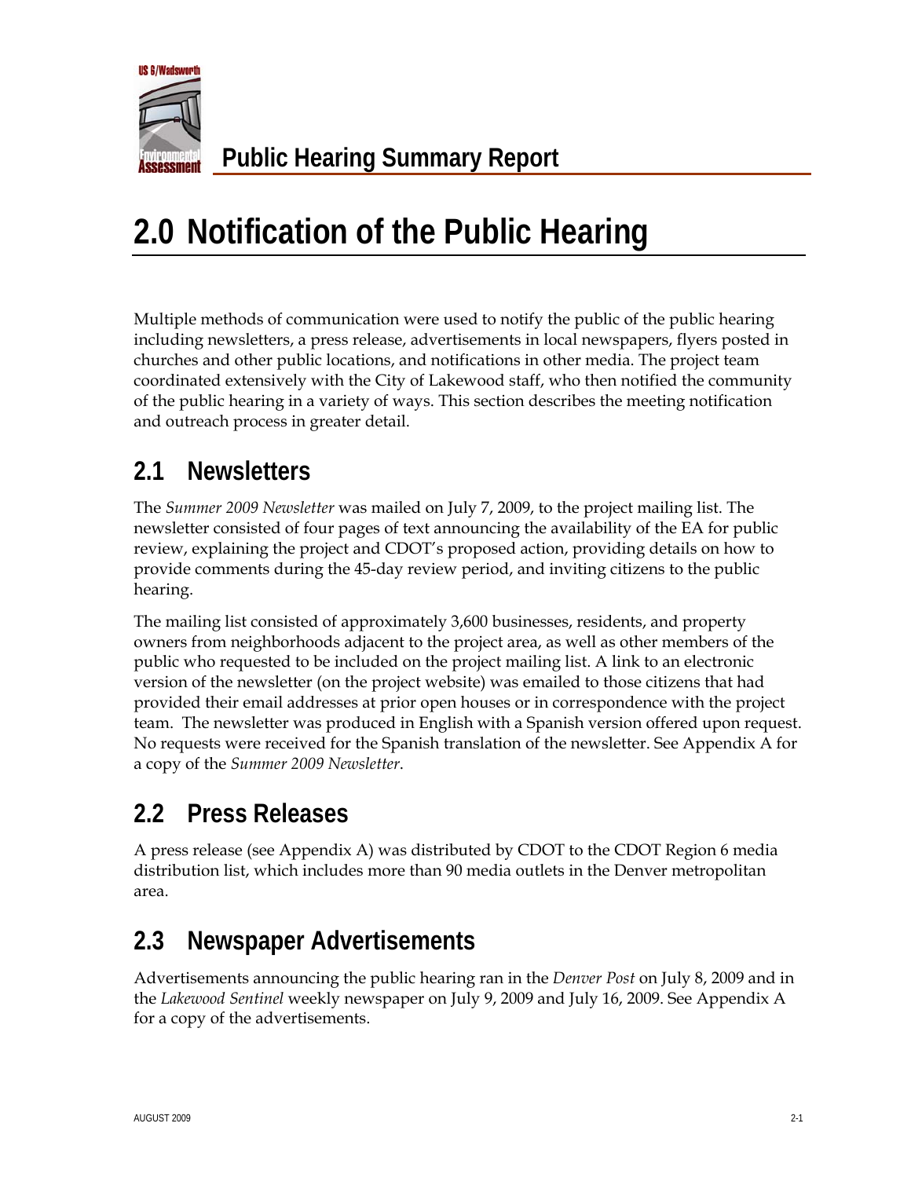# 2.0 Notification of the Public Hearing

Multiple methods of communication were used to notify the public of the public hearing including newsletters, a press release, advertisements in local newspapers, flyers posted in churches and other public locations, and notifications in other media. The project team coordinated extensively with the City of Lakewood staff, who then notified the community of the public hearing in a variety of ways. This section describes the meeting notification and outreach process in greater detail.

## 2.1 Newsletters

The *Summer 2009 Newsletter* was mailed on July 7, 2009, to the project mailing list. The newsletter consisted of four pages of text announcing the availability of the EA for public review, explaining the project and CDOT's proposed action, providing details on how to provide comments during the 45-day review period, and inviting citizens to the public hearing.

The mailing list consisted of approximately 3,600 businesses, residents, and property owners from neighborhoods adjacent to the project area, as well as other members of the public who requested to be included on the project mailing list. A link to an electronic version of the newsletter (on the project website) was emailed to those citizens that had provided their email addresses at prior open houses or in correspondence with the project team. The newsletter was produced in English with a Spanish version offered upon request. No requests were received for the Spanish translation of the newsletter. See Appendix A for a copy of the *Summer 2009 Newsletter*.

## 2.2 Press Releases

A press release (see Appendix A) was distributed by CDOT to the CDOT Region 6 media distribution list, which includes more than 90 media outlets in the Denver metropolitan area.

## 2.3 Newspaper Advertisements

Advertisements announcing the public hearing ran in the *Denver Post* on July 8, 2009 and in the *Lakewood Sentinel* weekly newspaper on July 9, 2009 and July 16, 2009. See Appendix A for a copy of the advertisements.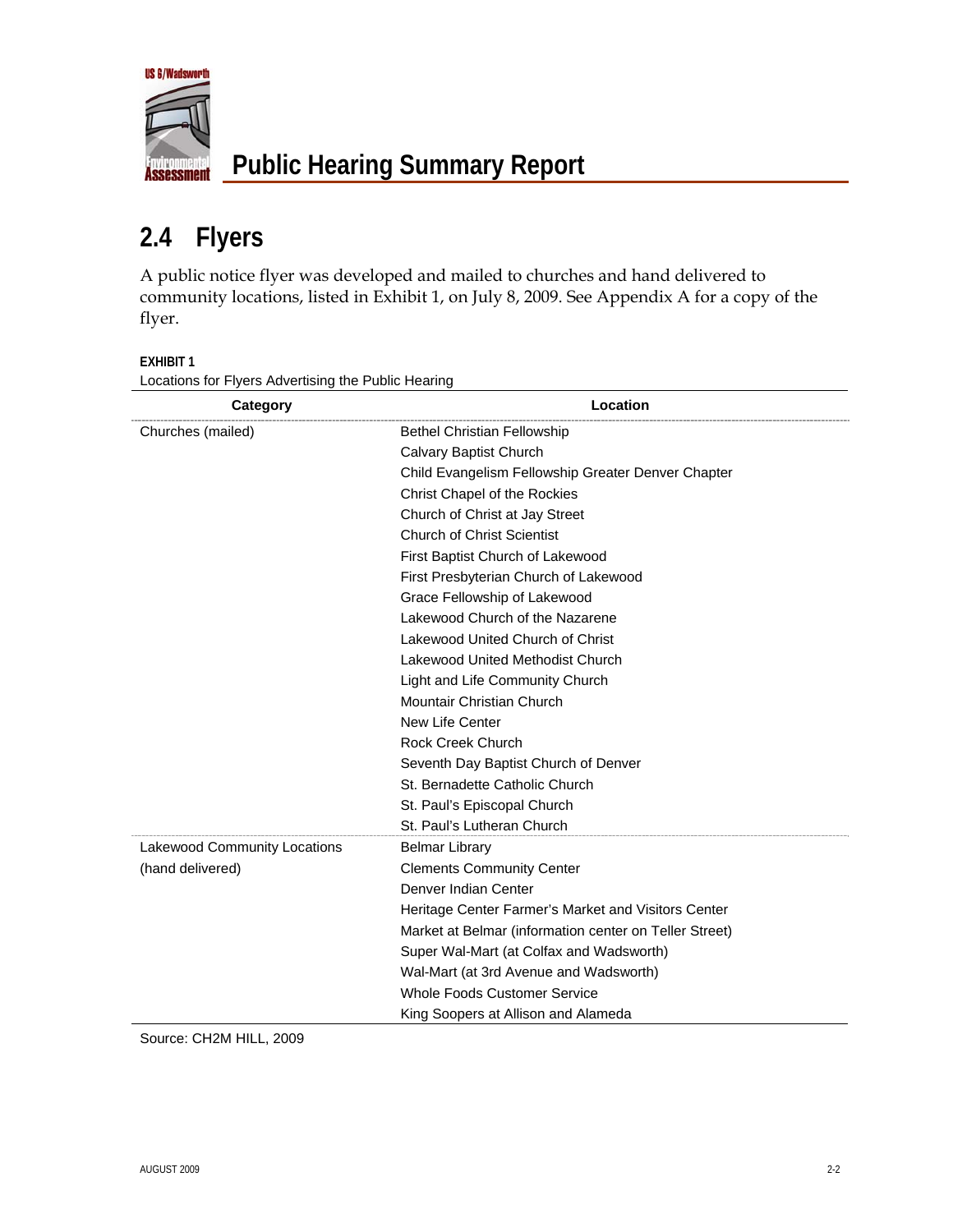## 2.4 Flyers

A public notice flyer was developed and mailed to churches and hand delivered to community locations, listed in Exhibit 1, on July 8, 2009. See Appendix A for a copy of the flyer.

**EXHIBIT 1**
Locations for Flyers Advertising the Public Hearing

| Category | Location |
|---|---|
| Churches (mailed) | Bethel Christian Fellowship |
| | Calvary Baptist Church |
| | Child Evangelism Fellowship Greater Denver Chapter |
| | Christ Chapel of the Rockies |
| | Church of Christ at Jay Street |
| | Church of Christ Scientist |
| | First Baptist Church of Lakewood |
| | First Presbyterian Church of Lakewood |
| | Grace Fellowship of Lakewood |
| | Lakewood Church of the Nazarene |
| | Lakewood United Church of Christ |
| | Lakewood United Methodist Church |
| | Light and Life Community Church |
| | Mountair Christian Church |
| | New Life Center |
| | Rock Creek Church |
| | Seventh Day Baptist Church of Denver |
| | St. Bernadette Catholic Church |
| | St. Paul's Episcopal Church |
| | St. Paul's Lutheran Church |
| Lakewood Community Locations (hand delivered) | Belmar Library |
| | Clements Community Center |
| | Denver Indian Center |
| | Heritage Center Farmer's Market and Visitors Center |
| | Market at Belmar (information center on Teller Street) |
| | Super Wal-Mart (at Colfax and Wadsworth) |
| | Wal-Mart (at 3rd Avenue and Wadsworth) |
| | Whole Foods Customer Service |
| | King Soopers at Allison and Alameda |

Source: CH2M HILL, 2009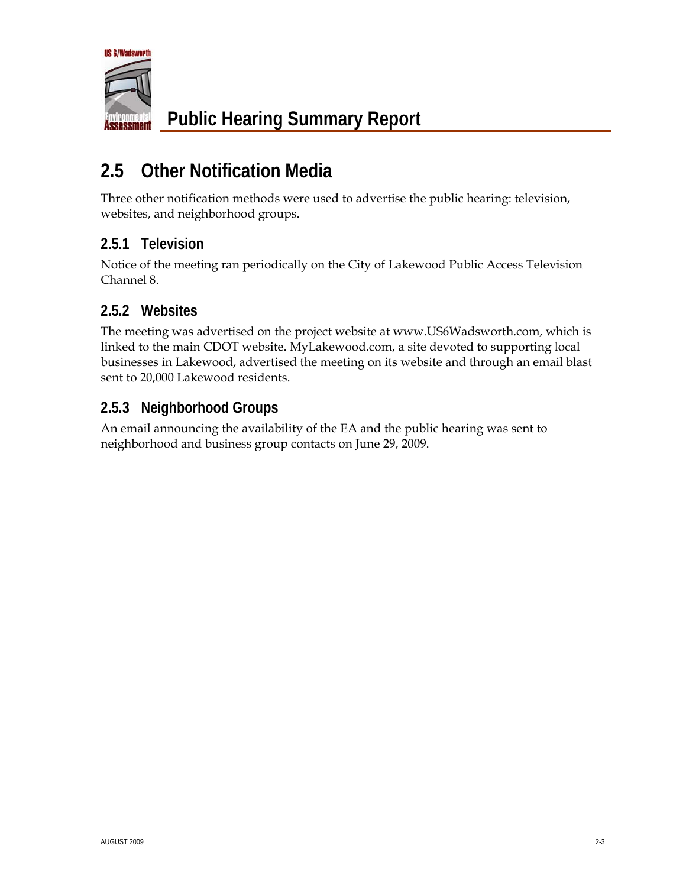## 2.5 Other Notification Media

Three other notification methods were used to advertise the public hearing: television, websites, and neighborhood groups.

### 2.5.1 Television

Notice of the meeting ran periodically on the City of Lakewood Public Access Television Channel 8.

### 2.5.2 Websites

The meeting was advertised on the project website at www.US6Wadsworth.com, which is linked to the main CDOT website. MyLakewood.com, a site devoted to supporting local businesses in Lakewood, advertised the meeting on its website and through an email blast sent to 20,000 Lakewood residents.

### 2.5.3 Neighborhood Groups

An email announcing the availability of the EA and the public hearing was sent to neighborhood and business group contacts on June 29, 2009.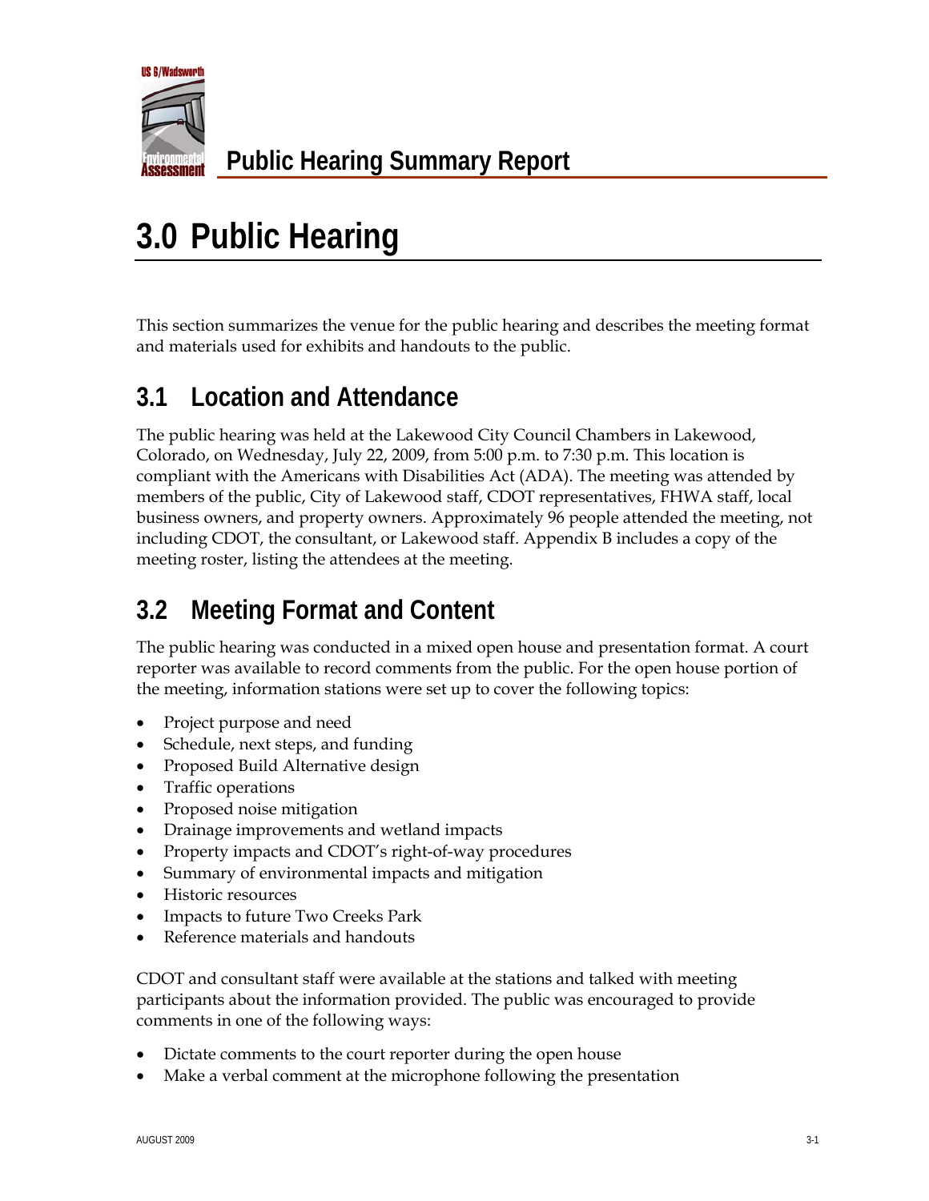# 3.0 Public Hearing

This section summarizes the venue for the public hearing and describes the meeting format and materials used for exhibits and handouts to the public.

## 3.1 Location and Attendance

The public hearing was held at the Lakewood City Council Chambers in Lakewood, Colorado, on Wednesday, July 22, 2009, from 5:00 p.m. to 7:30 p.m. This location is compliant with the Americans with Disabilities Act (ADA). The meeting was attended by members of the public, City of Lakewood staff, CDOT representatives, FHWA staff, local business owners, and property owners. Approximately 96 people attended the meeting, not including CDOT, the consultant, or Lakewood staff. Appendix B includes a copy of the meeting roster, listing the attendees at the meeting.

## 3.2 Meeting Format and Content

The public hearing was conducted in a mixed open house and presentation format. A court reporter was available to record comments from the public. For the open house portion of the meeting, information stations were set up to cover the following topics:

- Project purpose and need
- Schedule, next steps, and funding
- Proposed Build Alternative design
- Traffic operations
- Proposed noise mitigation
- Drainage improvements and wetland impacts
- Property impacts and CDOT's right-of-way procedures
- Summary of environmental impacts and mitigation
- Historic resources
- Impacts to future Two Creeks Park
- Reference materials and handouts

CDOT and consultant staff were available at the stations and talked with meeting participants about the information provided. The public was encouraged to provide comments in one of the following ways:

- Dictate comments to the court reporter during the open house
- Make a verbal comment at the microphone following the presentation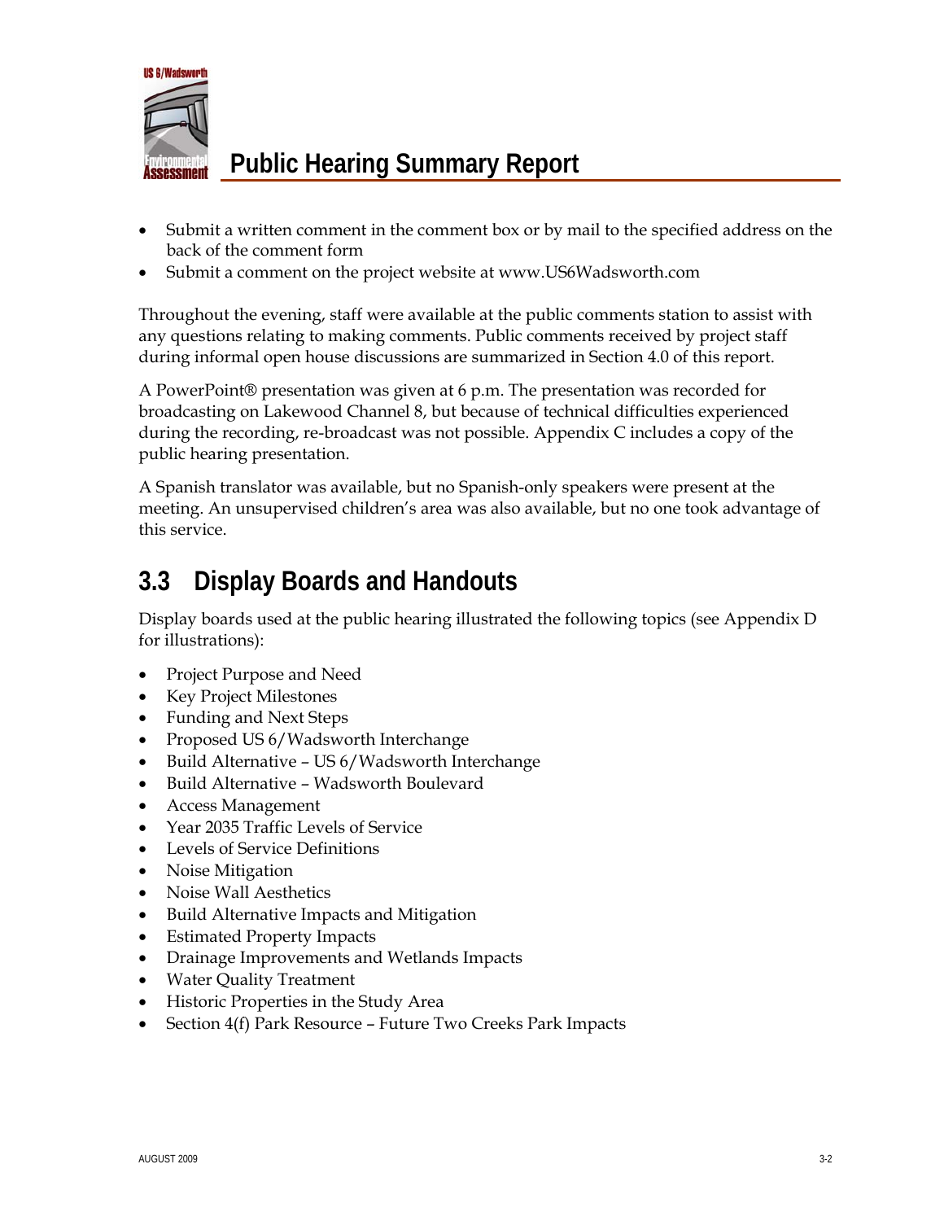- Submit a written comment in the comment box or by mail to the specified address on the back of the comment form
- Submit a comment on the project website at www.US6Wadsworth.com

Throughout the evening, staff were available at the public comments station to assist with any questions relating to making comments. Public comments received by project staff during informal open house discussions are summarized in Section 4.0 of this report.

A PowerPoint® presentation was given at 6 p.m. The presentation was recorded for broadcasting on Lakewood Channel 8, but because of technical difficulties experienced during the recording, re-broadcast was not possible. Appendix C includes a copy of the public hearing presentation.

A Spanish translator was available, but no Spanish-only speakers were present at the meeting. An unsupervised children's area was also available, but no one took advantage of this service.

## 3.3 Display Boards and Handouts

Display boards used at the public hearing illustrated the following topics (see Appendix D for illustrations):

- Project Purpose and Need
- Key Project Milestones
- Funding and Next Steps
- Proposed US 6/Wadsworth Interchange
- Build Alternative – US 6/Wadsworth Interchange
- Build Alternative – Wadsworth Boulevard
- Access Management
- Year 2035 Traffic Levels of Service
- Levels of Service Definitions
- Noise Mitigation
- Noise Wall Aesthetics
- Build Alternative Impacts and Mitigation
- Estimated Property Impacts
- Drainage Improvements and Wetlands Impacts
- Water Quality Treatment
- Historic Properties in the Study Area
- Section 4(f) Park Resource – Future Two Creeks Park Impacts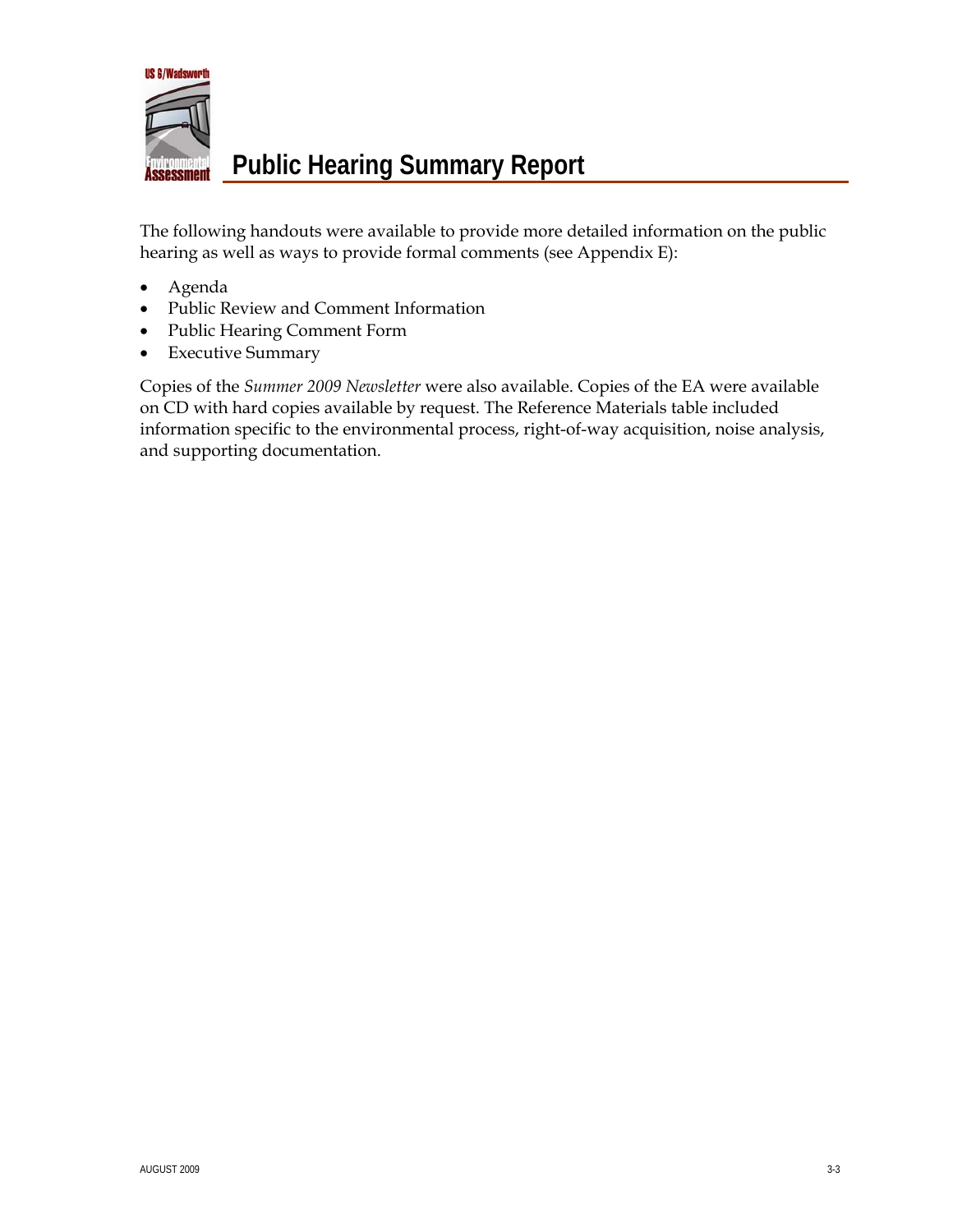The following handouts were available to provide more detailed information on the public hearing as well as ways to provide formal comments (see Appendix E):

- Agenda
- Public Review and Comment Information
- Public Hearing Comment Form
- Executive Summary

Copies of the *Summer 2009 Newsletter* were also available. Copies of the EA were available on CD with hard copies available by request. The Reference Materials table included information specific to the environmental process, right-of-way acquisition, noise analysis, and supporting documentation.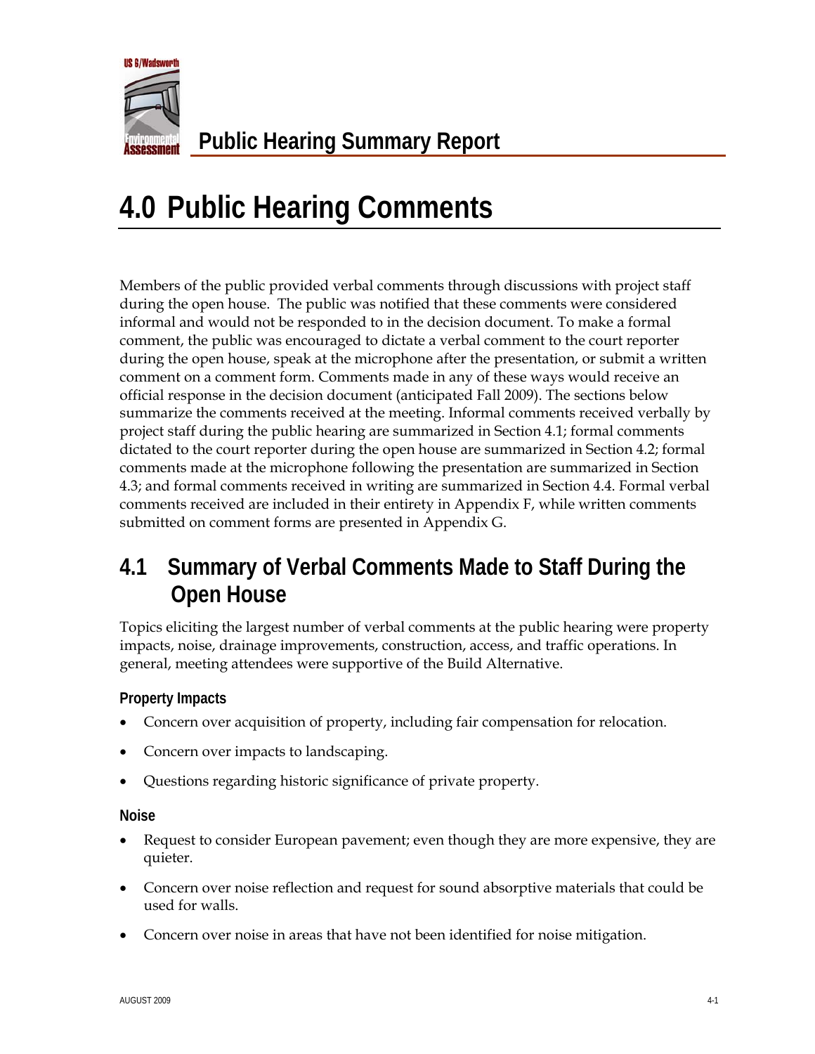# 4.0 Public Hearing Comments

Members of the public provided verbal comments through discussions with project staff during the open house. The public was notified that these comments were considered informal and would not be responded to in the decision document. To make a formal comment, the public was encouraged to dictate a verbal comment to the court reporter during the open house, speak at the microphone after the presentation, or submit a written comment on a comment form. Comments made in any of these ways would receive an official response in the decision document (anticipated Fall 2009). The sections below summarize the comments received at the meeting. Informal comments received verbally by project staff during the public hearing are summarized in Section 4.1; formal comments dictated to the court reporter during the open house are summarized in Section 4.2; formal comments made at the microphone following the presentation are summarized in Section 4.3; and formal comments received in writing are summarized in Section 4.4. Formal verbal comments received are included in their entirety in Appendix F, while written comments submitted on comment forms are presented in Appendix G.

## 4.1 Summary of Verbal Comments Made to Staff During the Open House

Topics eliciting the largest number of verbal comments at the public hearing were property impacts, noise, drainage improvements, construction, access, and traffic operations. In general, meeting attendees were supportive of the Build Alternative.

### Property Impacts

- Concern over acquisition of property, including fair compensation for relocation.
- Concern over impacts to landscaping.
- Questions regarding historic significance of private property.

### Noise

- Request to consider European pavement; even though they are more expensive, they are quieter.
- Concern over noise reflection and request for sound absorptive materials that could be used for walls.
- Concern over noise in areas that have not been identified for noise mitigation.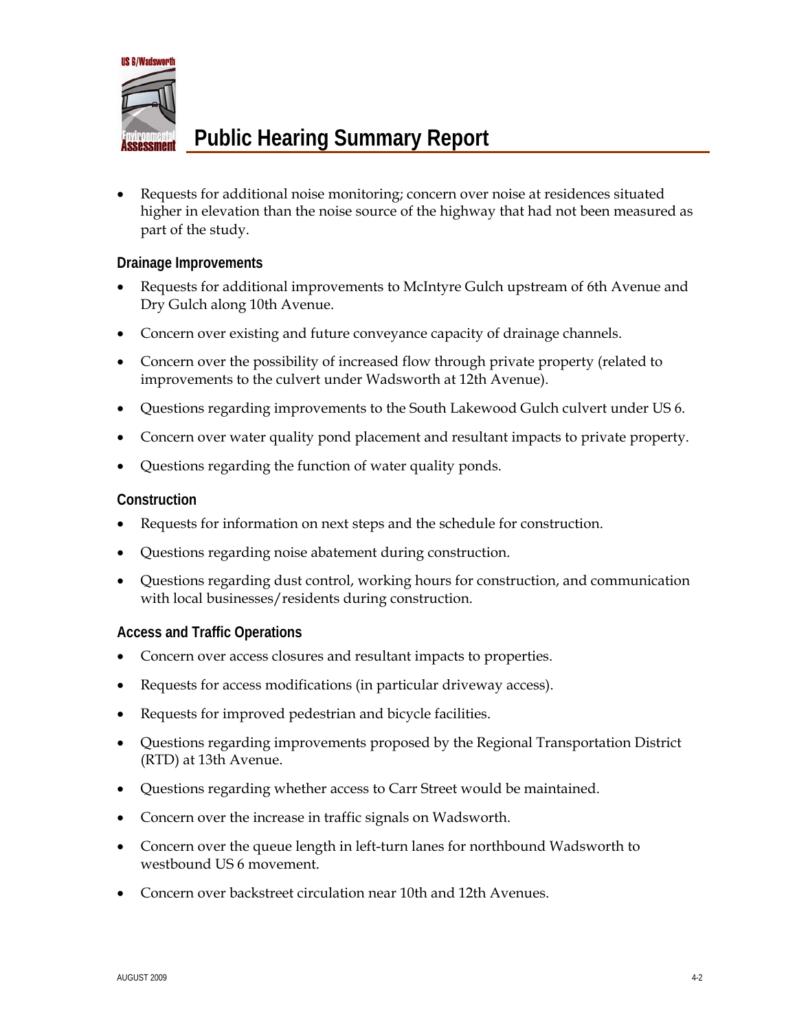- Requests for additional noise monitoring; concern over noise at residences situated higher in elevation than the noise source of the highway that had not been measured as part of the study.

### Drainage Improvements

- Requests for additional improvements to McIntyre Gulch upstream of 6th Avenue and Dry Gulch along 10th Avenue.
- Concern over existing and future conveyance capacity of drainage channels.
- Concern over the possibility of increased flow through private property (related to improvements to the culvert under Wadsworth at 12th Avenue).
- Questions regarding improvements to the South Lakewood Gulch culvert under US 6.
- Concern over water quality pond placement and resultant impacts to private property.
- Questions regarding the function of water quality ponds.

### Construction

- Requests for information on next steps and the schedule for construction.
- Questions regarding noise abatement during construction.
- Questions regarding dust control, working hours for construction, and communication with local businesses/residents during construction.

### Access and Traffic Operations

- Concern over access closures and resultant impacts to properties.
- Requests for access modifications (in particular driveway access).
- Requests for improved pedestrian and bicycle facilities.
- Questions regarding improvements proposed by the Regional Transportation District (RTD) at 13th Avenue.
- Questions regarding whether access to Carr Street would be maintained.
- Concern over the increase in traffic signals on Wadsworth.
- Concern over the queue length in left-turn lanes for northbound Wadsworth to westbound US 6 movement.
- Concern over backstreet circulation near 10th and 12th Avenues.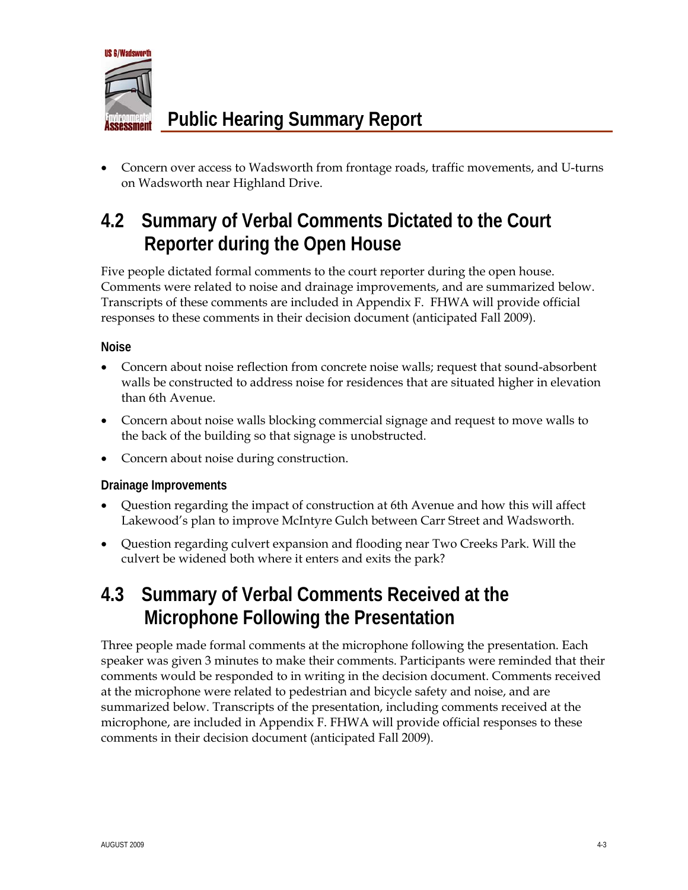- Concern over access to Wadsworth from frontage roads, traffic movements, and U-turns on Wadsworth near Highland Drive.

## 4.2 Summary of Verbal Comments Dictated to the Court Reporter during the Open House

Five people dictated formal comments to the court reporter during the open house. Comments were related to noise and drainage improvements, and are summarized below. Transcripts of these comments are included in Appendix F. FHWA will provide official responses to these comments in their decision document (anticipated Fall 2009).

#### Noise

- Concern about noise reflection from concrete noise walls; request that sound-absorbent walls be constructed to address noise for residences that are situated higher in elevation than 6th Avenue.
- Concern about noise walls blocking commercial signage and request to move walls to the back of the building so that signage is unobstructed.
- Concern about noise during construction.

#### Drainage Improvements

- Question regarding the impact of construction at 6th Avenue and how this will affect Lakewood's plan to improve McIntyre Gulch between Carr Street and Wadsworth.
- Question regarding culvert expansion and flooding near Two Creeks Park. Will the culvert be widened both where it enters and exits the park?

## 4.3 Summary of Verbal Comments Received at the Microphone Following the Presentation

Three people made formal comments at the microphone following the presentation. Each speaker was given 3 minutes to make their comments. Participants were reminded that their comments would be responded to in writing in the decision document. Comments received at the microphone were related to pedestrian and bicycle safety and noise, and are summarized below. Transcripts of the presentation, including comments received at the microphone, are included in Appendix F. FHWA will provide official responses to these comments in their decision document (anticipated Fall 2009).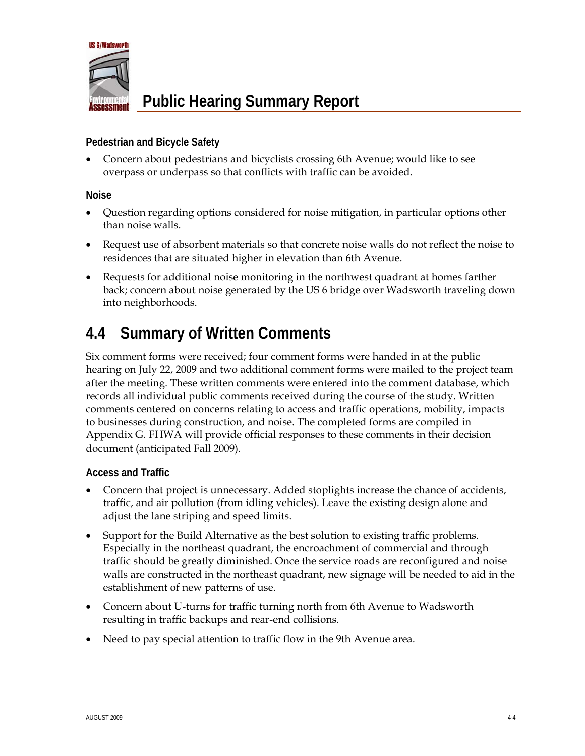### Pedestrian and Bicycle Safety

- Concern about pedestrians and bicyclists crossing 6th Avenue; would like to see overpass or underpass so that conflicts with traffic can be avoided.

### Noise

- Question regarding options considered for noise mitigation, in particular options other than noise walls.
- Request use of absorbent materials so that concrete noise walls do not reflect the noise to residences that are situated higher in elevation than 6th Avenue.
- Requests for additional noise monitoring in the northwest quadrant at homes farther back; concern about noise generated by the US 6 bridge over Wadsworth traveling down into neighborhoods.

## 4.4 Summary of Written Comments

Six comment forms were received; four comment forms were handed in at the public hearing on July 22, 2009 and two additional comment forms were mailed to the project team after the meeting. These written comments were entered into the comment database, which records all individual public comments received during the course of the study. Written comments centered on concerns relating to access and traffic operations, mobility, impacts to businesses during construction, and noise. The completed forms are compiled in Appendix G. FHWA will provide official responses to these comments in their decision document (anticipated Fall 2009).

### Access and Traffic

- Concern that project is unnecessary. Added stoplights increase the chance of accidents, traffic, and air pollution (from idling vehicles). Leave the existing design alone and adjust the lane striping and speed limits.
- Support for the Build Alternative as the best solution to existing traffic problems. Especially in the northeast quadrant, the encroachment of commercial and through traffic should be greatly diminished. Once the service roads are reconfigured and noise walls are constructed in the northeast quadrant, new signage will be needed to aid in the establishment of new patterns of use.
- Concern about U-turns for traffic turning north from 6th Avenue to Wadsworth resulting in traffic backups and rear-end collisions.
- Need to pay special attention to traffic flow in the 9th Avenue area.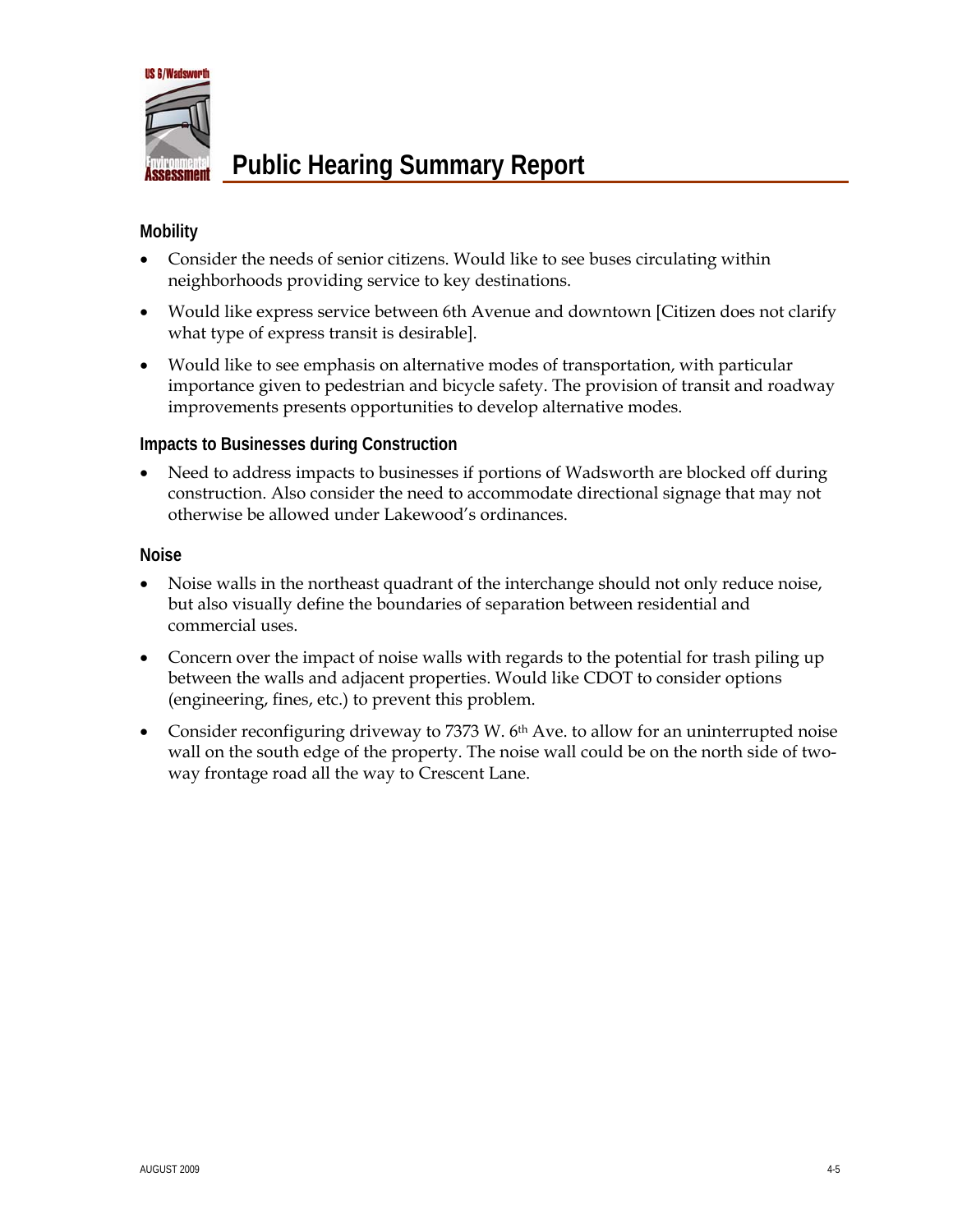### Mobility

- Consider the needs of senior citizens. Would like to see buses circulating within neighborhoods providing service to key destinations.
- Would like express service between 6th Avenue and downtown [Citizen does not clarify what type of express transit is desirable].
- Would like to see emphasis on alternative modes of transportation, with particular importance given to pedestrian and bicycle safety. The provision of transit and roadway improvements presents opportunities to develop alternative modes.

### Impacts to Businesses during Construction

- Need to address impacts to businesses if portions of Wadsworth are blocked off during construction. Also consider the need to accommodate directional signage that may not otherwise be allowed under Lakewood's ordinances.

### Noise

- Noise walls in the northeast quadrant of the interchange should not only reduce noise, but also visually define the boundaries of separation between residential and commercial uses.
- Concern over the impact of noise walls with regards to the potential for trash piling up between the walls and adjacent properties. Would like CDOT to consider options (engineering, fines, etc.) to prevent this problem.
- Consider reconfiguring driveway to 7373 W. 6th Ave. to allow for an uninterrupted noise wall on the south edge of the property. The noise wall could be on the north side of two-way frontage road all the way to Crescent Lane.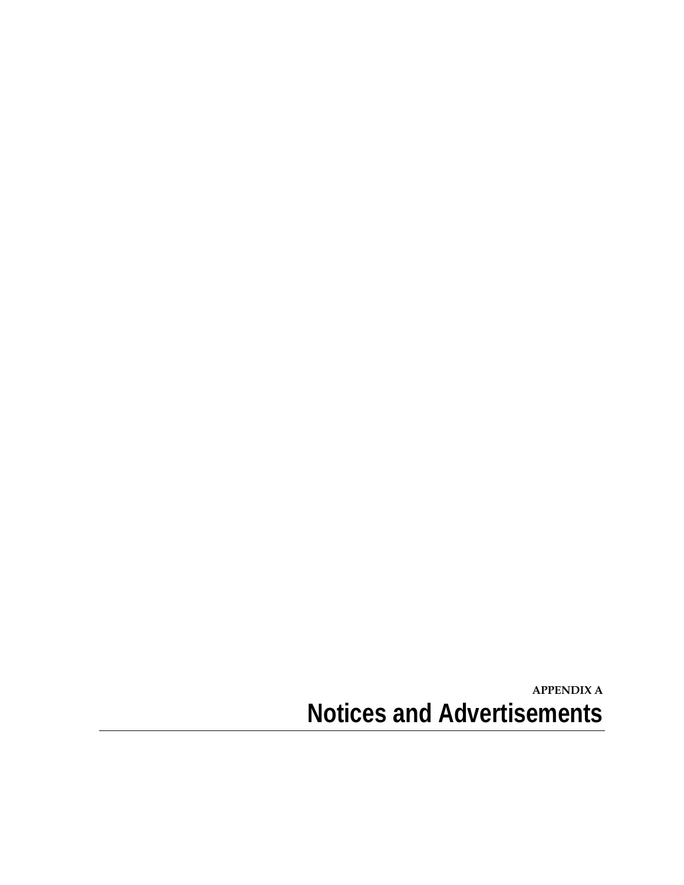APPENDIX A

# Notices and Advertisements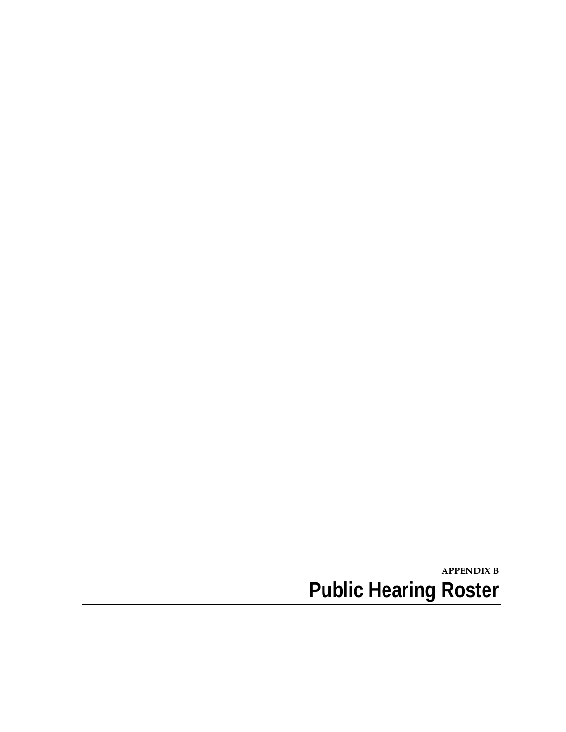**APPENDIX B**

# Public Hearing Roster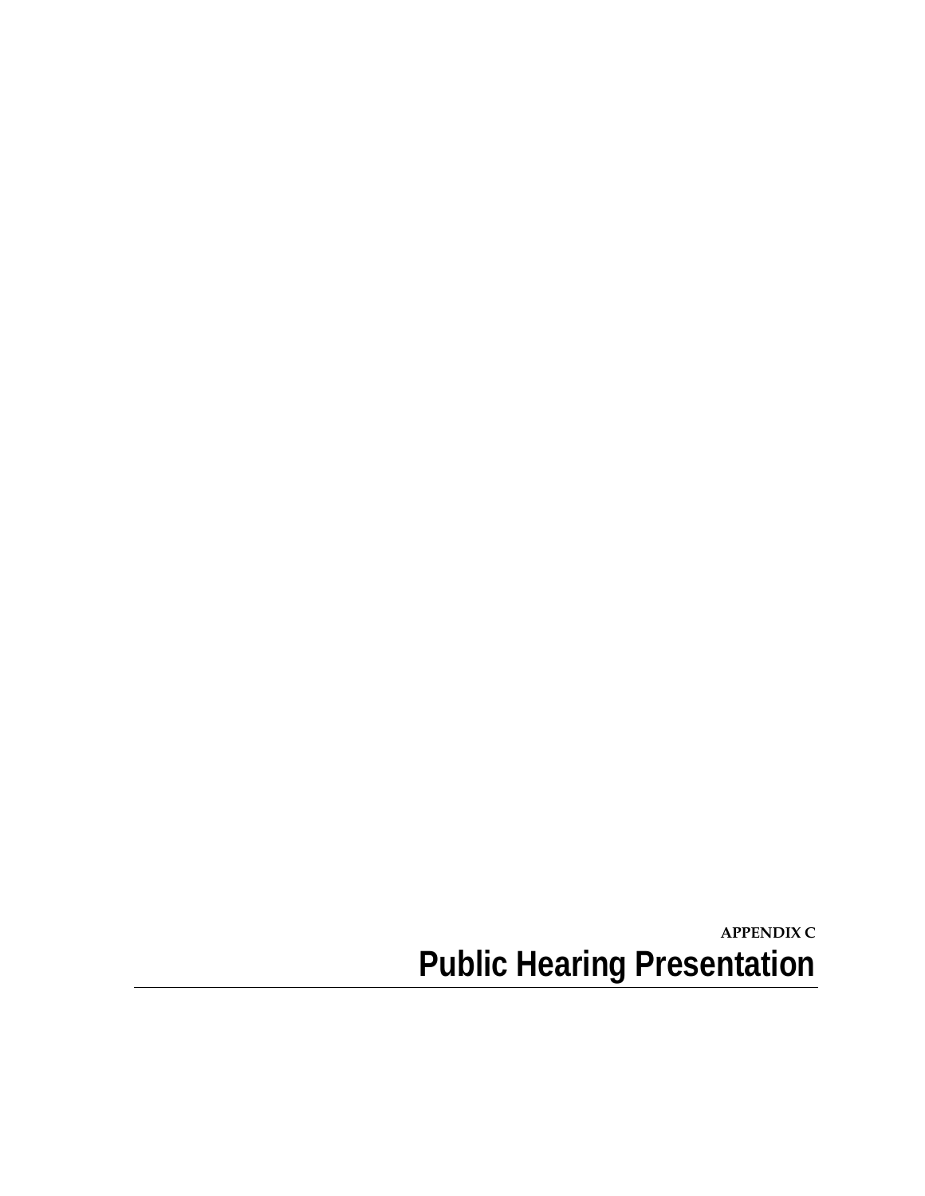**APPENDIX C**

# Public Hearing Presentation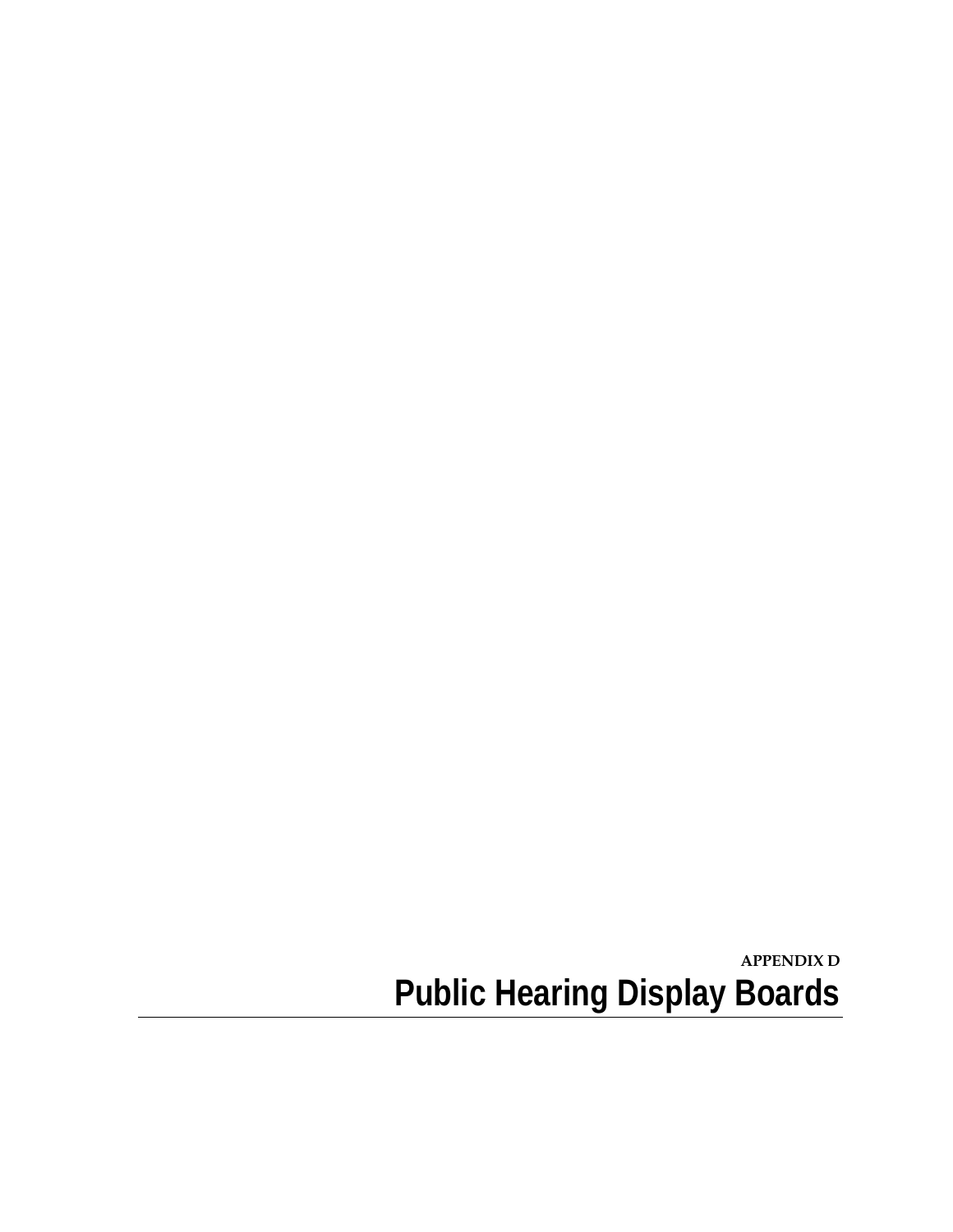APPENDIX D

# Public Hearing Display Boards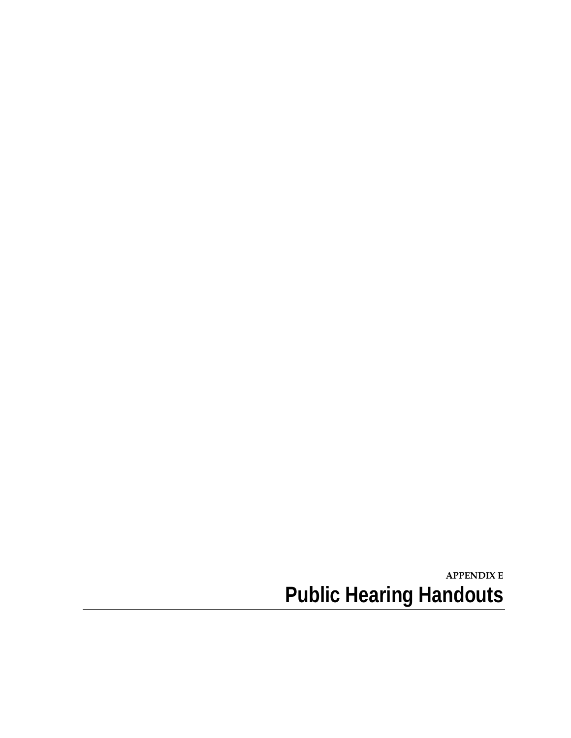APPENDIX E

# Public Hearing Handouts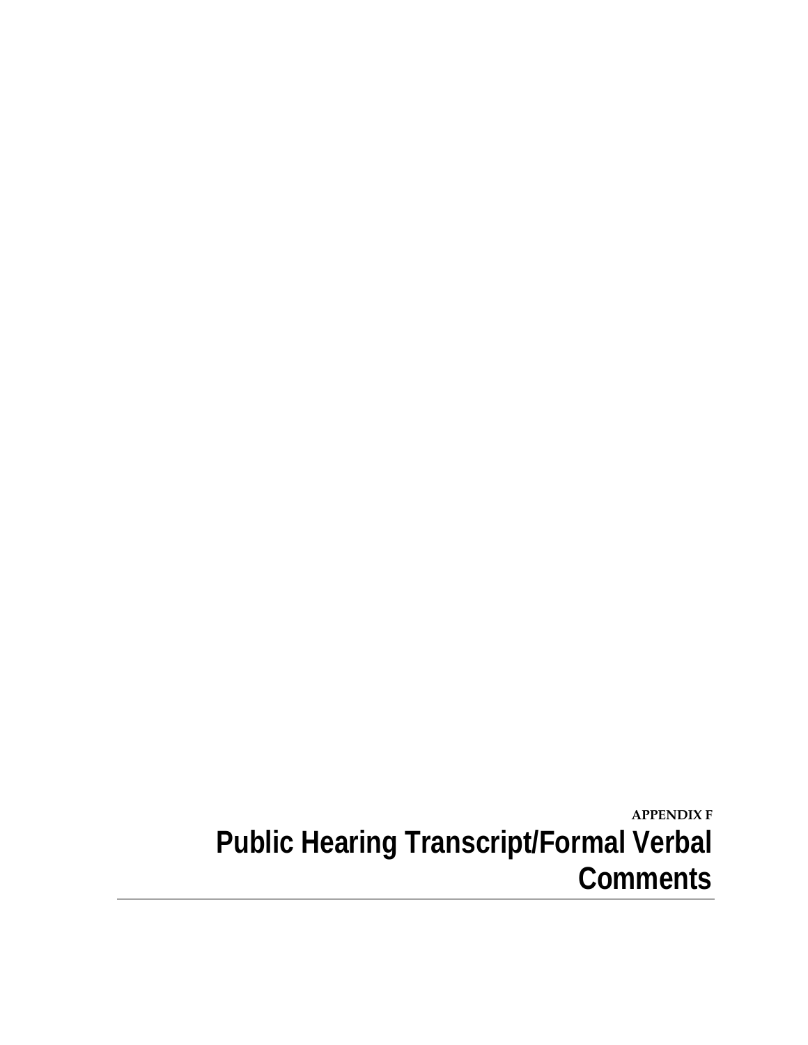APPENDIX F

# Public Hearing Transcript/Formal Verbal Comments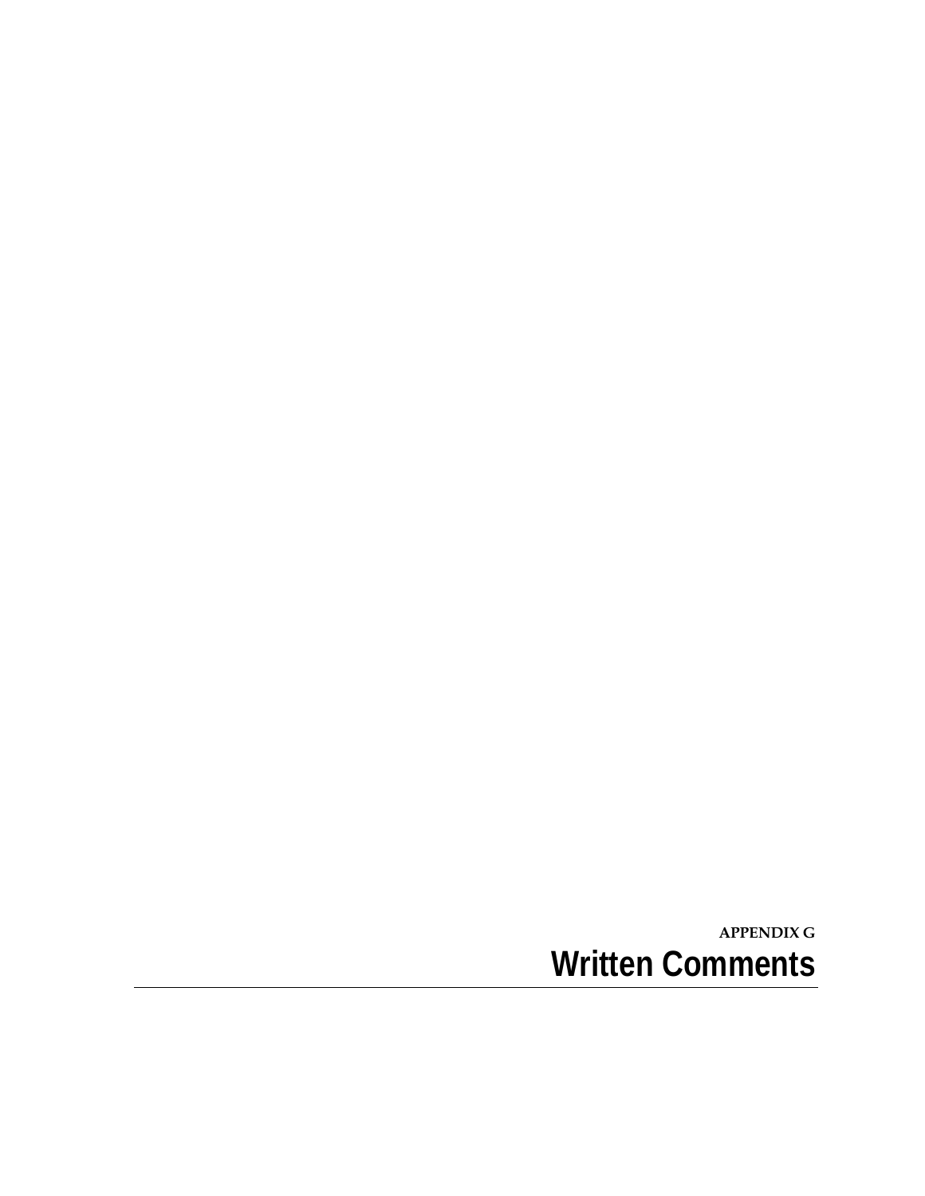APPENDIX G

# Written Comments